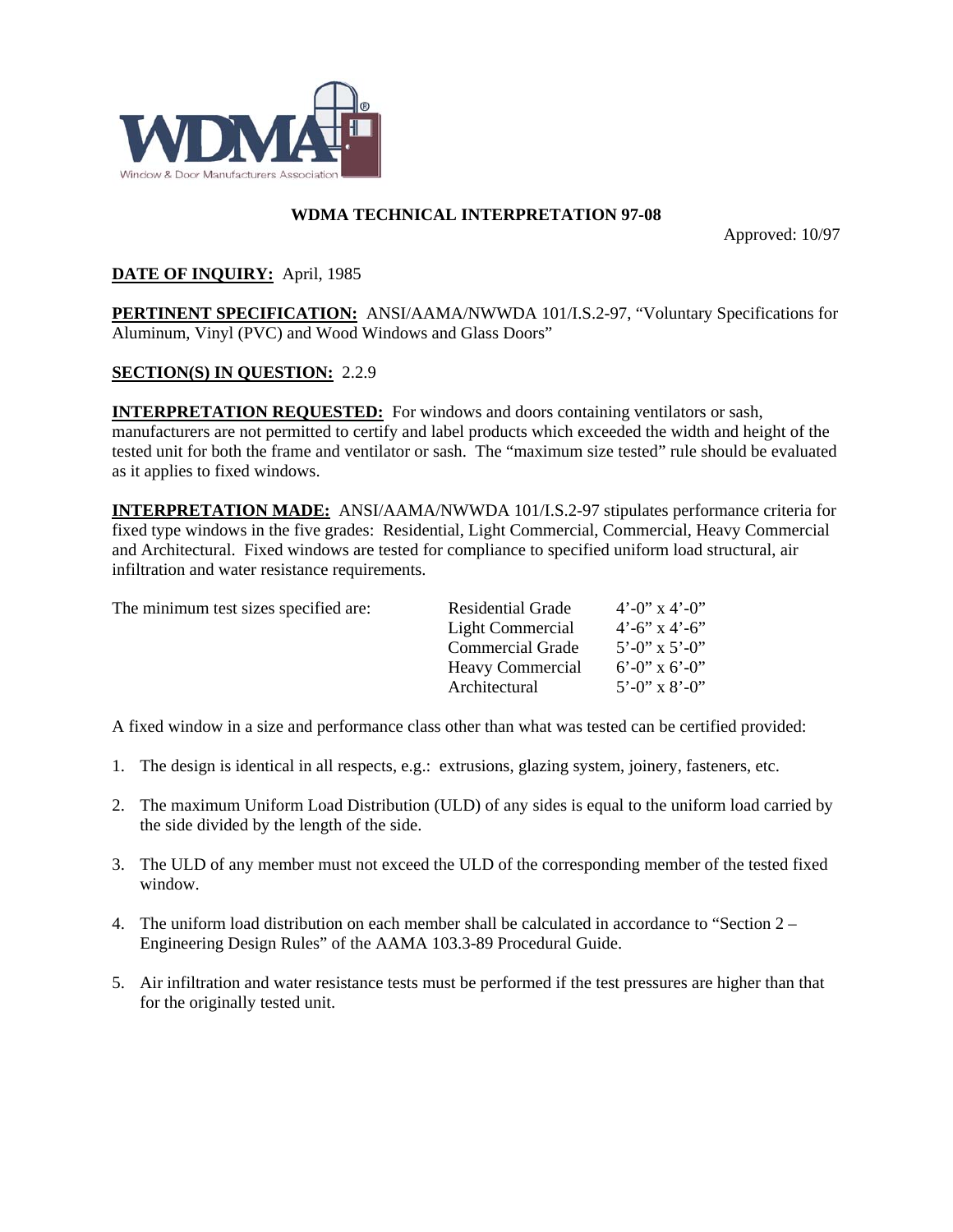# WDMA TECHNICAL INTERPRETATION 97-08

Approved: 10/97

**DATE OF INQUIRY:** April, 1985

**PERTINENT SPECIFICATION:** ANSI/AAMA/NWWDA 101/I.S.2-97, "Voluntary Specifications for Aluminum, Vinyl (PVC) and Wood Windows and Glass Doors"

**SECTION(S) IN QUESTION:** 2.2.9

**INTERPRETATION REQUESTED:** For windows and doors containing ventilators or sash, manufacturers are not permitted to certify and label products which exceeded the width and height of the tested unit for both the frame and ventilator or sash. The "maximum size tested" rule should be evaluated as it applies to fixed windows.

**INTERPRETATION MADE:** ANSI/AAMA/NWWDA 101/I.S.2-97 stipulates performance criteria for fixed type windows in the five grades: Residential, Light Commercial, Commercial, Heavy Commercial and Architectural. Fixed windows are tested for compliance to specified uniform load structural, air infiltration and water resistance requirements.

| The minimum test sizes specified are: | Residential Grade | 4'-0" x 4'-0" |
|---|---|---|
| | Light Commercial | 4'-6" x 4'-6" |
| | Commercial Grade | 5'-0" x 5'-0" |
| | Heavy Commercial | 6'-0" x 6'-0" |
| | Architectural | 5'-0" x 8'-0" |

A fixed window in a size and performance class other than what was tested can be certified provided:

1. The design is identical in all respects, e.g.: extrusions, glazing system, joinery, fasteners, etc.
2. The maximum Uniform Load Distribution (ULD) of any sides is equal to the uniform load carried by the side divided by the length of the side.
3. The ULD of any member must not exceed the ULD of the corresponding member of the tested fixed window.
4. The uniform load distribution on each member shall be calculated in accordance to "Section 2 – Engineering Design Rules" of the AAMA 103.3-89 Procedural Guide.
5. Air infiltration and water resistance tests must be performed if the test pressures are higher than that for the originally tested unit.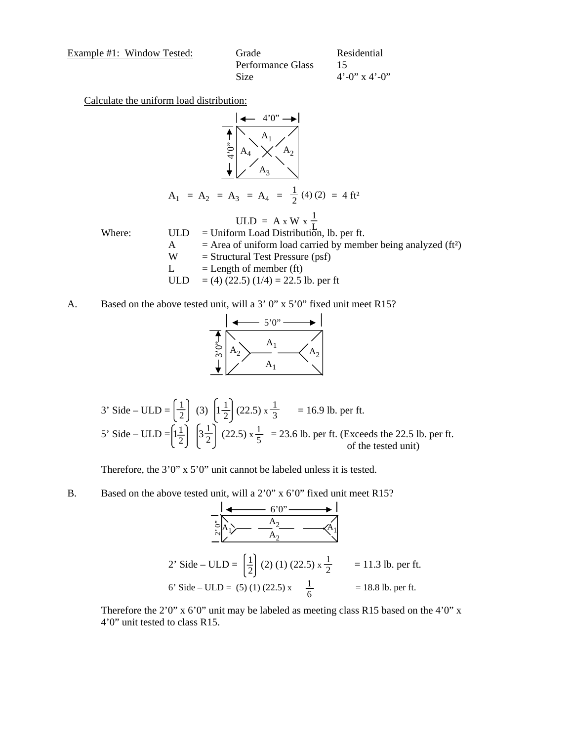Example #1: Window Tested:

| | |
|---|---|
| Grade | Residential |
| Performance Glass | 15 |
| Size | 4'-0" x 4'-0" |

Calculate the uniform load distribution:

(Diagram: 4'0" x 4'0" square divided into areas $A_1$, $A_2$, $A_3$, $A_4$)

$$A_1 = A_2 = A_3 = A_4 = \frac{1}{2}(4)(2) = 4 \text{ ft}^2$$

$$\text{ULD} = A \times W \times \frac{1}{L}$$

Where:

- ULD = Uniform Load Distribution, lb. per ft.
- A = Area of uniform load carried by member being analyzed (ft²)
- W = Structural Test Pressure (psf)
- L = Length of member (ft)
- ULD = (4) (22.5) (1/4) = 22.5 lb. per ft

A. Based on the above tested unit, will a 3' 0" x 5'0" fixed unit meet R15?

(Diagram: 3'0" x 5'0" rectangle divided into areas $A_1$, $A_1$, $A_2$, $A_2$)

$$\text{3' Side – ULD} = \left(\frac{1}{2}\right)(3)\left(1\frac{1}{2}\right)(22.5) \times \frac{1}{3} = 16.9 \text{ lb. per ft.}$$

$$\text{5' Side – ULD} = \left(1\frac{1}{2}\right)\left(3\frac{1}{2}\right)(22.5) \times \frac{1}{5} = 23.6 \text{ lb. per ft.}$$ (Exceeds the 22.5 lb. per ft. of the tested unit)

Therefore, the 3'0" x 5'0" unit cannot be labeled unless it is tested.

B. Based on the above tested unit, will a 2'0" x 6'0" fixed unit meet R15?

(Diagram: 2'0" x 6'0" rectangle divided into areas $A_1$, $A_1$, $A_2$, $A_2$)

$$\text{2' Side – ULD} = \left(\frac{1}{2}\right)(2)(1)(22.5) \times \frac{1}{2} = 11.3 \text{ lb. per ft.}$$

$$\text{6' Side – ULD} = (5)(1)(22.5) \times \frac{1}{6} = 18.8 \text{ lb. per ft.}$$

Therefore the 2'0" x 6'0" unit may be labeled as meeting class R15 based on the 4'0" x 4'0" unit tested to class R15.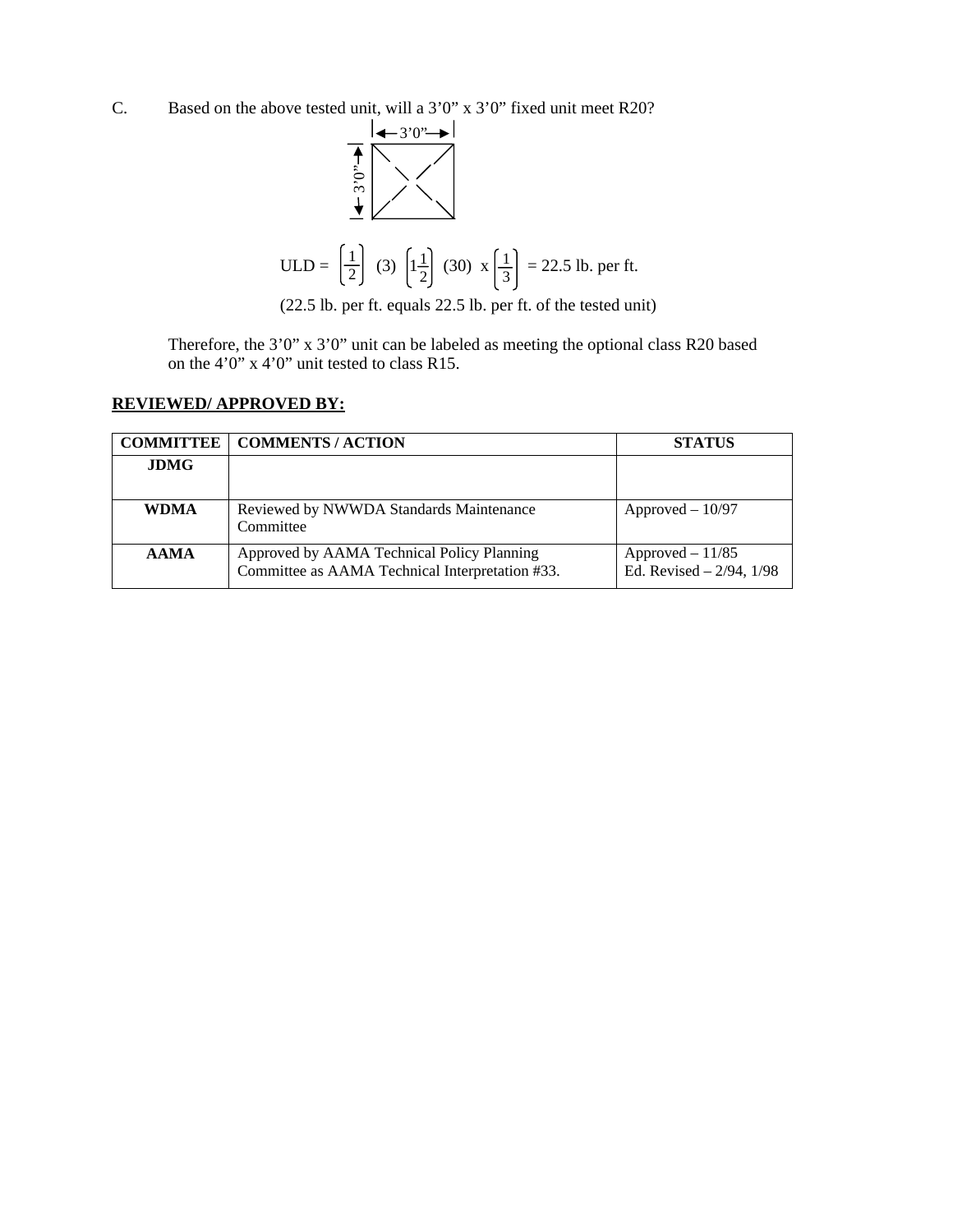C. Based on the above tested unit, will a 3’0” x 3’0” fixed unit meet R20?

3’0”

3’0”

$$ULD = \left(\frac{1}{2}\right)\ (3)\ \left(1\frac{1}{2}\right)\ (30)\ \text{x} \left(\frac{1}{3}\right) = 22.5 \text{ lb. per ft.}$$

(22.5 lb. per ft. equals 22.5 lb. per ft. of the tested unit)

Therefore, the 3’0” x 3’0” unit can be labeled as meeting the optional class R20 based on the 4’0” x 4’0” unit tested to class R15.

**REVIEWED/ APPROVED BY:**

| COMMITTEE | COMMENTS / ACTION | STATUS |
|---|---|---|
| JDMG | | |
| WDMA | Reviewed by NWWDA Standards Maintenance Committee | Approved – 10/97 |
| AAMA | Approved by AAMA Technical Policy Planning Committee as AAMA Technical Interpretation #33. | Approved – 11/85<br>Ed. Revised – 2/94, 1/98 |